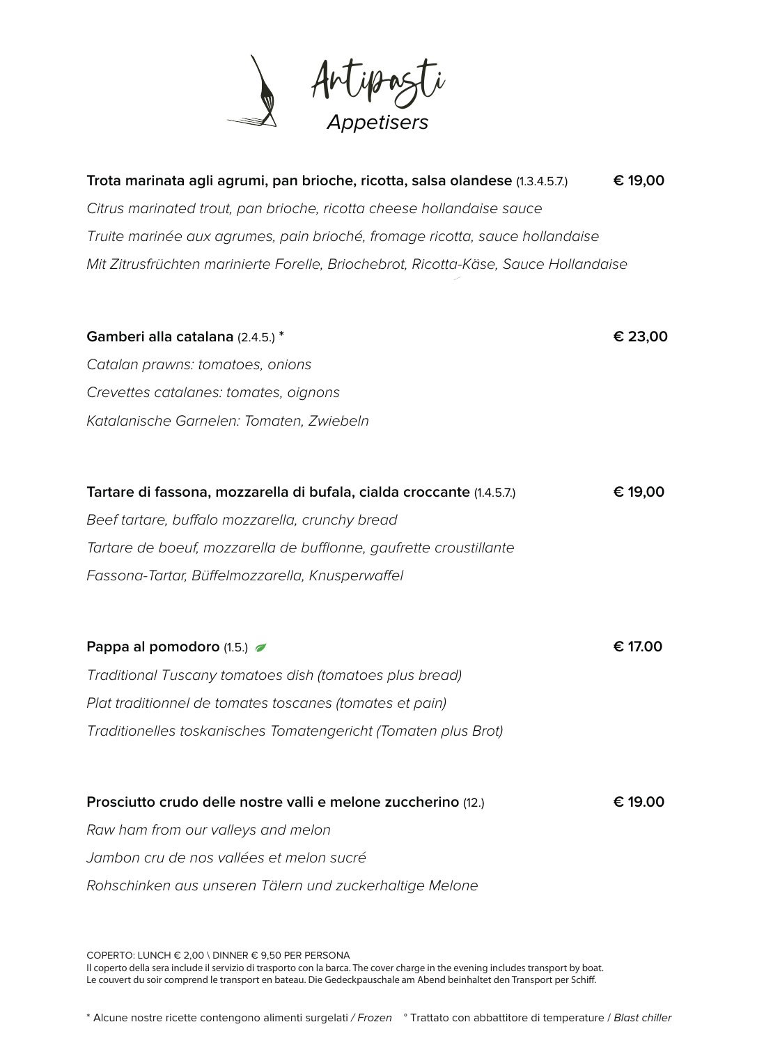# Antipasti
## *Appetisers*

**Trota marinata agli agrumi, pan brioche, ricotta, salsa olandese** (1.3.4.5.7.) **€ 19,00**

*Citrus marinated trout, pan brioche, ricotta cheese hollandaise sauce*

*Truite marinée aux agrumes, pain brioché, fromage ricotta, sauce hollandaise*

*Mit Zitrusfrüchten marinierte Forelle, Briochebrot, Ricotta-Käse, Sauce Hollandaise*

**Gamberi alla catalana** (2.4.5.) * **€ 23,00**

*Catalan prawns: tomatoes, onions*

*Crevettes catalanes: tomates, oignons*

*Katalanische Garnelen: Tomaten, Zwiebeln*

**Tartare di fassona, mozzarella di bufala, cialda croccante** (1.4.5.7.) **€ 19,00**

*Beef tartare, buffalo mozzarella, crunchy bread*

*Tartare de boeuf, mozzarella de bufflonne, gaufrette croustillante*

*Fassona-Tartar, Büffelmozzarella, Knusperwaffel*

**Pappa al pomodoro** (1.5.) **€ 17.00**

*Traditional Tuscany tomatoes dish (tomatoes plus bread)*

*Plat traditionnel de tomates toscanes (tomates et pain)*

*Traditionelles toskanisches Tomatengericht (Tomaten plus Brot)*

**Prosciutto crudo delle nostre valli e melone zuccherino** (12.) **€ 19.00**

*Raw ham from our valleys and melon*

*Jambon cru de nos vallées et melon sucré*

*Rohschinken aus unseren Tälern und zuckerhaltige Melone*

COPERTO: LUNCH € 2,00 \ DINNER € 9,50 PER PERSONA
Il coperto della sera include il servizio di trasporto con la barca. The cover charge in the evening includes transport by boat.
Le couvert du soir comprend le transport en bateau. Die Gedeckpauschale am Abend beinhaltet den Transport per Schiff.

* Alcune nostre ricette contengono alimenti surgelati */ Frozen* ° Trattato con abbattitore di temperature / *Blast chiller*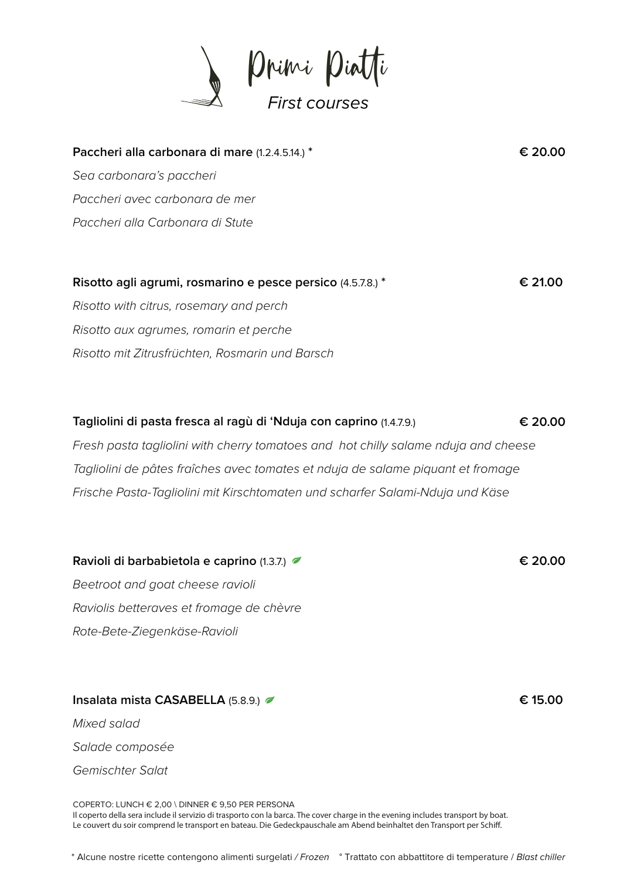# Primi Piatti

*First courses*

**Paccheri alla carbonara di mare** (1.2.4.5.14.) * **€ 20.00**

*Sea carbonara's paccheri*

*Paccheri avec carbonara de mer*

*Paccheri alla Carbonara di Stute*

**Risotto agli agrumi, rosmarino e pesce persico** (4.5.7.8.) * **€ 21.00**

*Risotto with citrus, rosemary and perch*

*Risotto aux agrumes, romarin et perche*

*Risotto mit Zitrusfrüchten, Rosmarin und Barsch*

**Tagliolini di pasta fresca al ragù di 'Nduja con caprino** (1.4.7.9.) **€ 20.00**

*Fresh pasta tagliolini with cherry tomatoes and hot chilly salame nduja and cheese*

*Tagliolini de pâtes fraîches avec tomates et nduja de salame piquant et fromage*

*Frische Pasta-Tagliolini mit Kirschtomaten und scharfer Salami-Nduja und Käse*

**Ravioli di barbabietola e caprino** (1.3.7.) **€ 20.00**

*Beetroot and goat cheese ravioli*

*Raviolis betteraves et fromage de chèvre*

*Rote-Bete-Ziegenkäse-Ravioli*

**Insalata mista CASABELLA** (5.8.9.) **€ 15.00**

*Mixed salad*

*Salade composée*

*Gemischter Salat*

COPERTO: LUNCH € 2,00 \ DINNER € 9,50 PER PERSONA
Il coperto della sera include il servizio di trasporto con la barca. The cover charge in the evening includes transport by boat.
Le couvert du soir comprend le transport en bateau. Die Gedeckpauschale am Abend beinhaltet den Transport per Schiff.

* Alcune nostre ricette contengono alimenti surgelati */ Frozen* ° Trattato con abbattitore di temperature / *Blast chiller*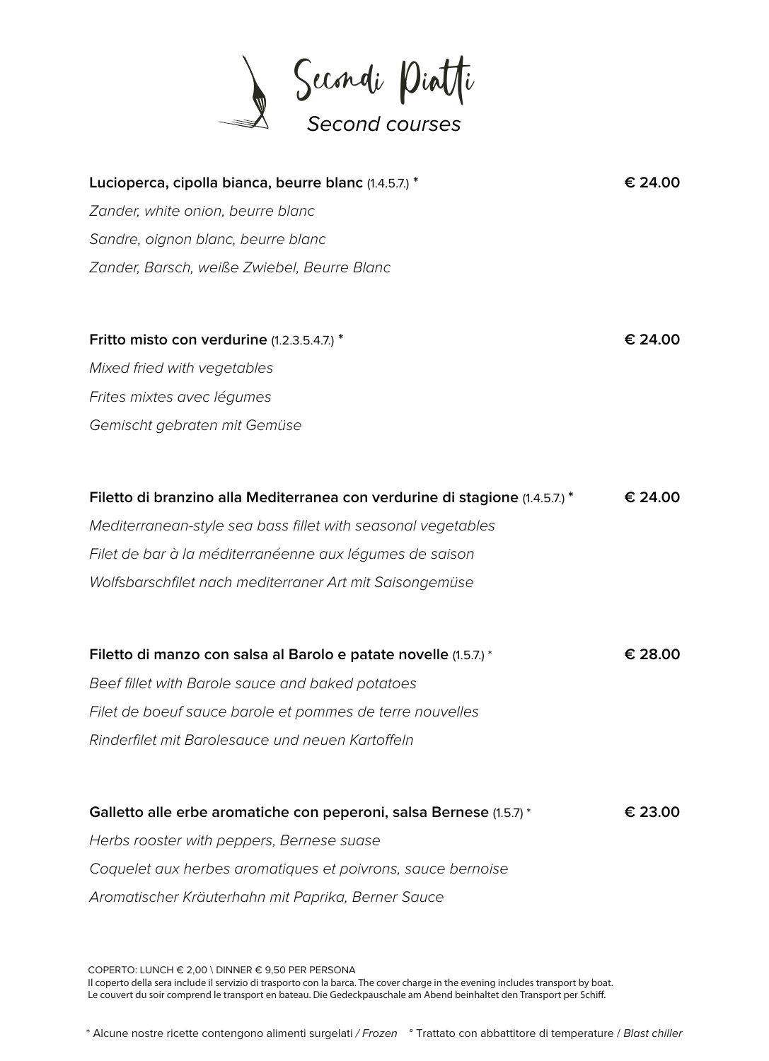# Secondi Piatti

## *Second courses*

**Lucioperca, cipolla bianca, beurre blanc** (1.4.5.7.) * **€ 24.00**

*Zander, white onion, beurre blanc*

*Sandre, oignon blanc, beurre blanc*

*Zander, Barsch, weiße Zwiebel, Beurre Blanc*

**Fritto misto con verdurine** (1.2.3.5.4.7.) * **€ 24.00**

*Mixed fried with vegetables*

*Frites mixtes avec légumes*

*Gemischt gebraten mit Gemüse*

**Filetto di branzino alla Mediterranea con verdurine di stagione** (1.4.5.7.) * **€ 24.00**

*Mediterranean-style sea bass fillet with seasonal vegetables*

*Filet de bar à la méditerranéenne aux légumes de saison*

*Wolfsbarschfilet nach mediterraner Art mit Saisongemüse*

**Filetto di manzo con salsa al Barolo e patate novelle** (1.5.7.) * **€ 28.00**

*Beef fillet with Barole sauce and baked potatoes*

*Filet de boeuf sauce barole et pommes de terre nouvelles*

*Rinderfilet mit Barolesauce und neuen Kartoffeln*

**Galletto alle erbe aromatiche con peperoni, salsa Bernese** (1.5.7) * **€ 23.00**

*Herbs rooster with peppers, Bernese suase*

*Coquelet aux herbes aromatiques et poivrons, sauce bernoise*

*Aromatischer Kräuterhahn mit Paprika, Berner Sauce*

COPERTO: LUNCH € 2,00 \ DINNER € 9,50 PER PERSONA
Il coperto della sera include il servizio di trasporto con la barca. The cover charge in the evening includes transport by boat.
Le couvert du soir comprend le transport en bateau. Die Gedeckpauschale am Abend beinhaltet den Transport per Schiff.

* Alcune nostre ricette contengono alimenti surgelati */ Frozen* ° Trattato con abbattitore di temperature / *Blast chiller*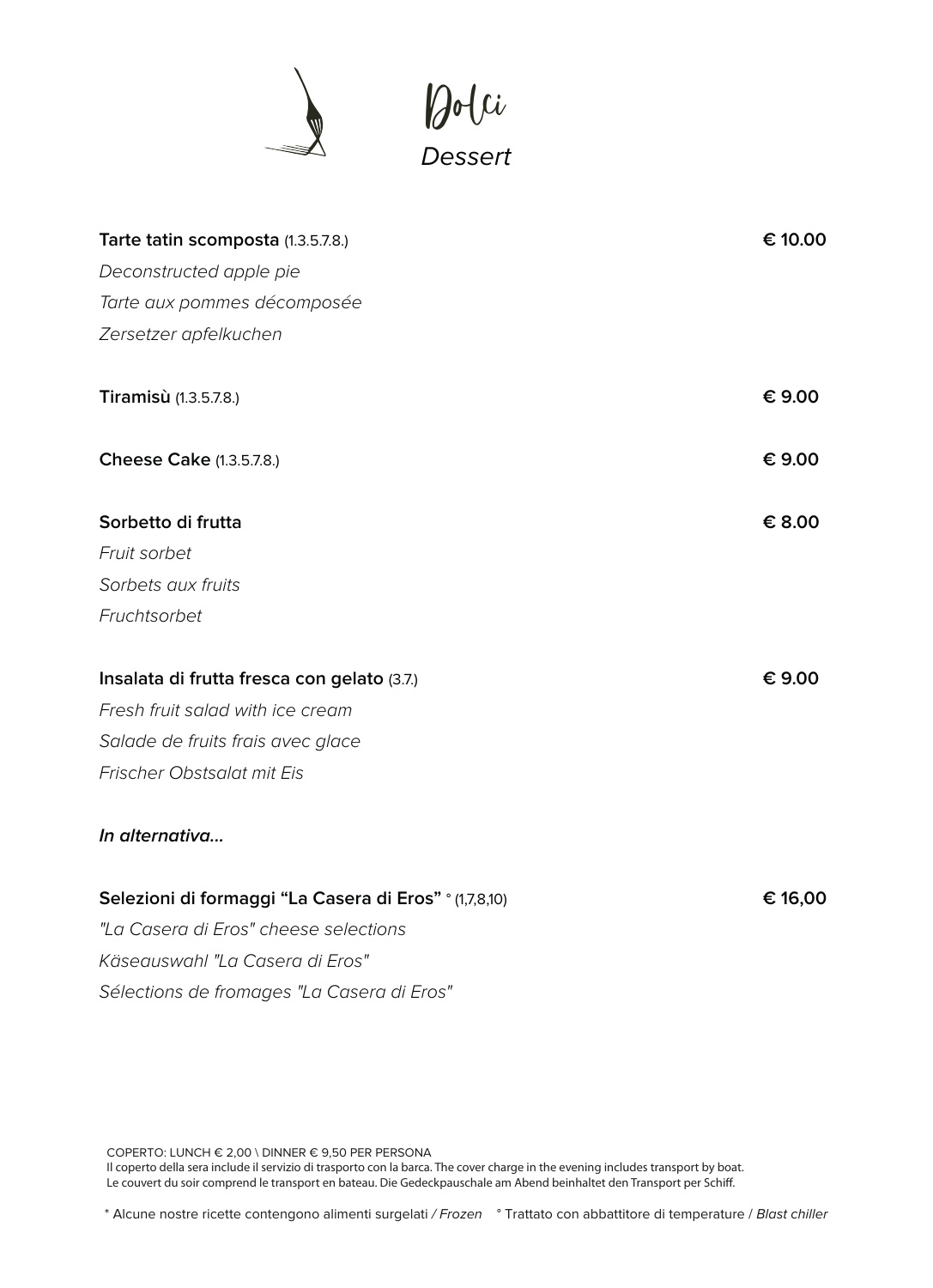# Dolci

*Dessert*

**Tarte tatin scomposta** (1.3.5.7.8.) **€ 10.00**

*Deconstructed apple pie*

*Tarte aux pommes décomposée*

*Zersetzer apfelkuchen*

**Tiramisù** (1.3.5.7.8.) **€ 9.00**

**Cheese Cake** (1.3.5.7.8.) **€ 9.00**

**Sorbetto di frutta** **€ 8.00**

*Fruit sorbet*

*Sorbets aux fruits*

*Fruchtsorbet*

**Insalata di frutta fresca con gelato** (3.7.) **€ 9.00**

*Fresh fruit salad with ice cream*

*Salade de fruits frais avec glace*

*Frischer Obstsalat mit Eis*

***In alternativa...***

**Selezioni di formaggi "La Casera di Eros"** ° (1,7,8,10) **€ 16,00**

*"La Casera di Eros" cheese selections*

*Käseauswahl "La Casera di Eros"*

*Sélections de fromages "La Casera di Eros"*

COPERTO: LUNCH € 2,00 \ DINNER € 9,50 PER PERSONA
Il coperto della sera include il servizio di trasporto con la barca. The cover charge in the evening includes transport by boat.
Le couvert du soir comprend le transport en bateau. Die Gedeckpauschale am Abend beinhaltet den Transport per Schiff.

\* Alcune nostre ricette contengono alimenti surgelati */ Frozen* ° Trattato con abbattitore di temperature / *Blast chiller*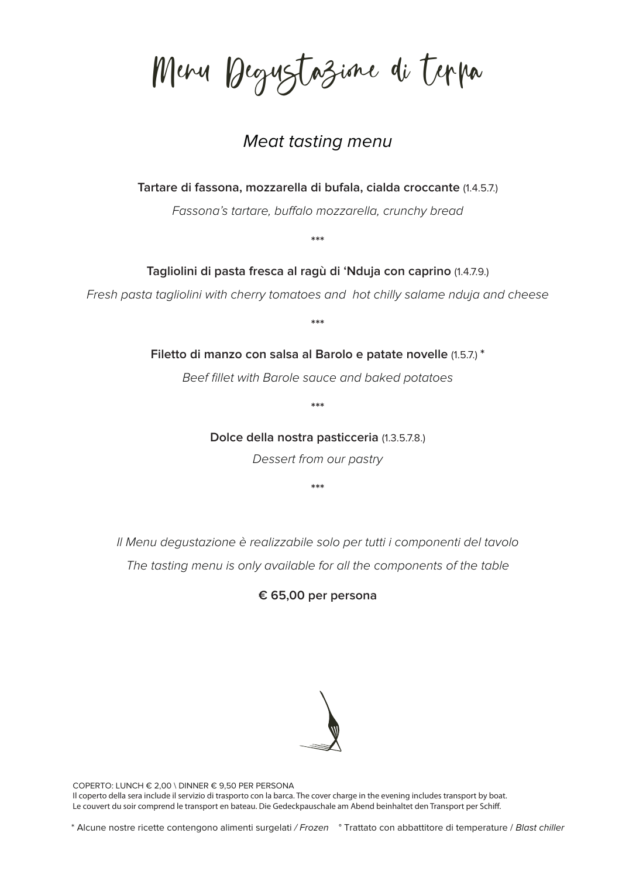# Menu Degustazione di terra

## *Meat tasting menu*

**Tartare di fassona, mozzarella di bufala, cialda croccante** (1.4.5.7.)

*Fassona's tartare, buffalo mozzarella, crunchy bread*

\*\*\*

**Tagliolini di pasta fresca al ragù di 'Nduja con caprino** (1.4.7.9.)

*Fresh pasta tagliolini with cherry tomatoes and hot chilly salame nduja and cheese*

\*\*\*

**Filetto di manzo con salsa al Barolo e patate novelle** (1.5.7.) *

*Beef fillet with Barole sauce and baked potatoes*

\*\*\*

**Dolce della nostra pasticceria** (1.3.5.7.8.)

*Dessert from our pastry*

\*\*\*

*Il Menu degustazione è realizzabile solo per tutti i componenti del tavolo*

*The tasting menu is only available for all the components of the table*

**€ 65,00 per persona**

COPERTO: LUNCH € 2,00 \ DINNER € 9,50 PER PERSONA
Il coperto della sera include il servizio di trasporto con la barca. The cover charge in the evening includes transport by boat.
Le couvert du soir comprend le transport en bateau. Die Gedeckpauschale am Abend beinhaltet den Transport per Schiff.

\* Alcune nostre ricette contengono alimenti surgelati / *Frozen* ° Trattato con abbattitore di temperature / *Blast chiller*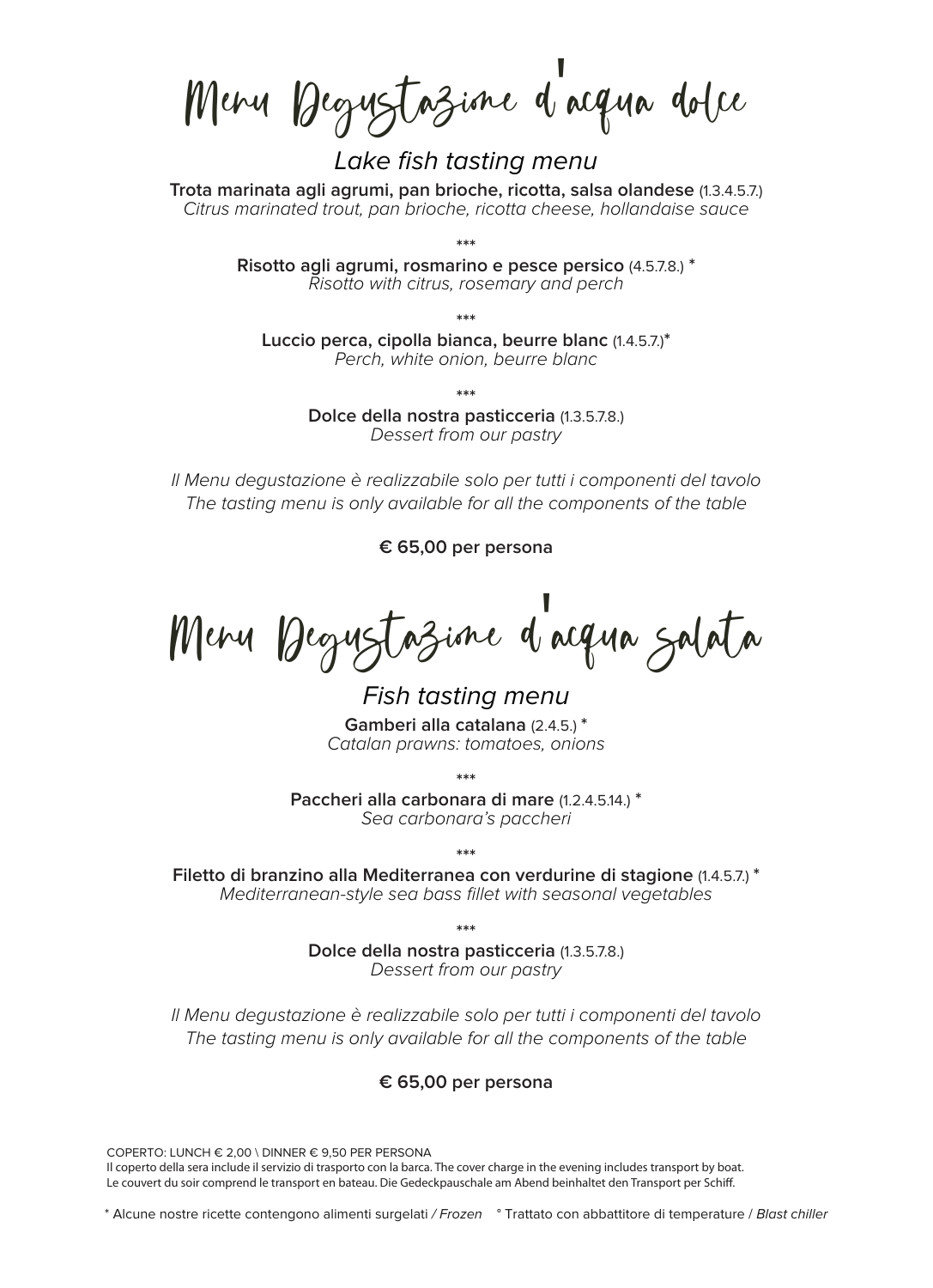# Menu Degustazione d'acqua dolce

## *Lake fish tasting menu*

**Trota marinata agli agrumi, pan brioche, ricotta, salsa olandese** (1.3.4.5.7.)
*Citrus marinated trout, pan brioche, ricotta cheese, hollandaise sauce*

***

**Risotto agli agrumi, rosmarino e pesce persico** (4.5.7.8.) *
*Risotto with citrus, rosemary and perch*

***

**Luccio perca, cipolla bianca, beurre blanc** (1.4.5.7.)*
*Perch, white onion, beurre blanc*

***

**Dolce della nostra pasticceria** (1.3.5.7.8.)
*Dessert from our pastry*

*Il Menu degustazione è realizzabile solo per tutti i componenti del tavolo*
*The tasting menu is only available for all the components of the table*

**€ 65,00 per persona**

# Menu Degustazione d'acqua salata

## *Fish tasting menu*

**Gamberi alla catalana** (2.4.5.) *
*Catalan prawns: tomatoes, onions*

***

**Paccheri alla carbonara di mare** (1.2.4.5.14.) *
*Sea carbonara's paccheri*

***

**Filetto di branzino alla Mediterranea con verdurine di stagione** (1.4.5.7.) *
*Mediterranean-style sea bass fillet with seasonal vegetables*

***

**Dolce della nostra pasticceria** (1.3.5.7.8.)
*Dessert from our pastry*

*Il Menu degustazione è realizzabile solo per tutti i componenti del tavolo*
*The tasting menu is only available for all the components of the table*

**€ 65,00 per persona**

COPERTO: LUNCH € 2,00 \ DINNER € 9,50 PER PERSONA
Il coperto della sera include il servizio di trasporto con la barca. The cover charge in the evening includes transport by boat.
Le couvert du soir comprend le transport en bateau. Die Gedeckpauschale am Abend beinhaltet den Transport per Schiff.

* Alcune nostre ricette contengono alimenti surgelati */ Frozen* ° Trattato con abbattitore di temperature / *Blast chiller*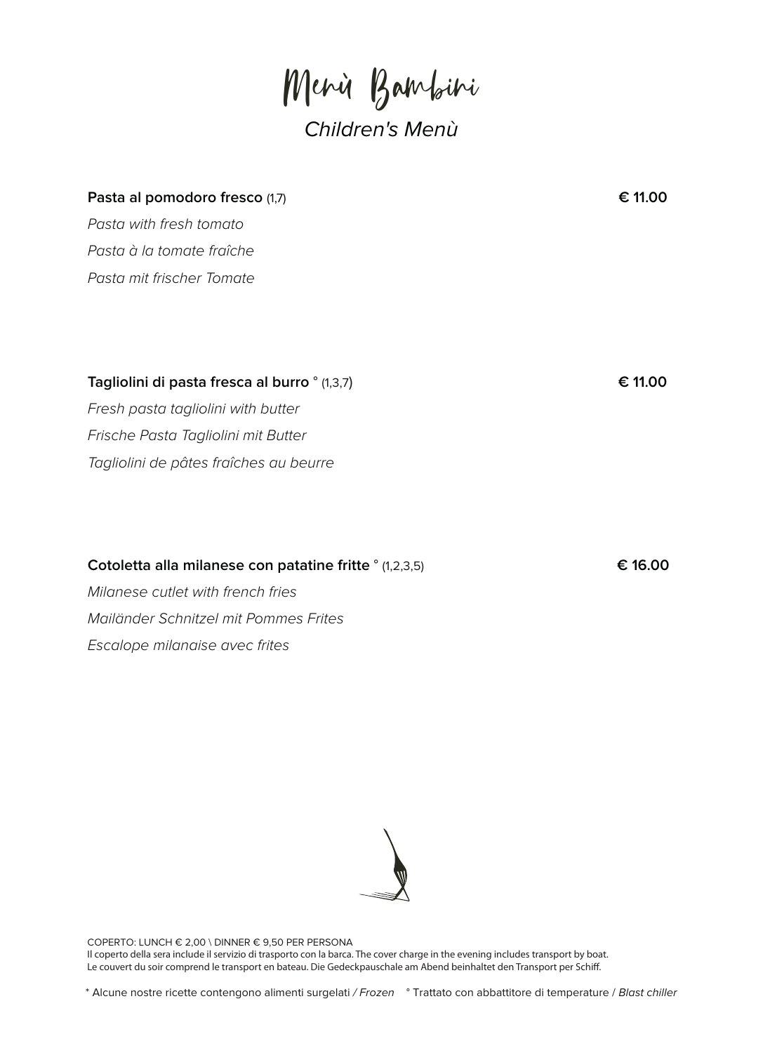# Menù Bambini

*Children's Menù*

**Pasta al pomodoro fresco** (1,7) **€ 11.00**
*Pasta with fresh tomato*
*Pasta à la tomate fraîche*
*Pasta mit frischer Tomate*

**Tagliolini di pasta fresca al burro** ° (1,3,7) **€ 11.00**
*Fresh pasta tagliolini with butter*
*Frische Pasta Tagliolini mit Butter*
*Tagliolini de pâtes fraîches au beurre*

**Cotoletta alla milanese con patatine fritte** ° (1,2,3,5) **€ 16.00**
*Milanese cutlet with french fries*
*Mailänder Schnitzel mit Pommes Frites*
*Escalope milanaise avec frites*

COPERTO: LUNCH € 2,00 \ DINNER € 9,50 PER PERSONA
Il coperto della sera include il servizio di trasporto con la barca. The cover charge in the evening includes transport by boat.
Le couvert du soir comprend le transport en bateau. Die Gedeckpauschale am Abend beinhaltet den Transport per Schiff.

* Alcune nostre ricette contengono alimenti surgelati */ Frozen* ° Trattato con abbattitore di temperature / *Blast chiller*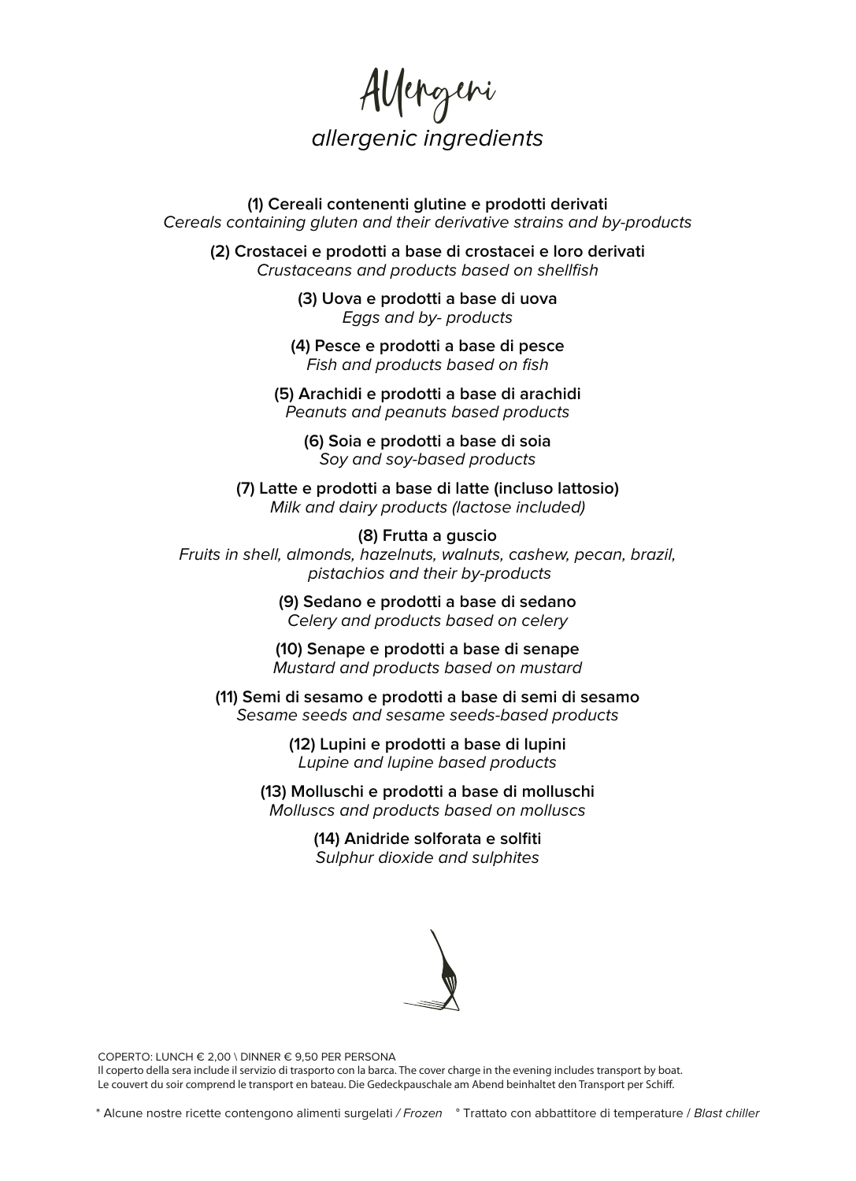# Allergeni

*allergenic ingredients*

**(1) Cereali contenenti glutine e prodotti derivati**
*Cereals containing gluten and their derivative strains and by-products*

**(2) Crostacei e prodotti a base di crostacei e loro derivati**
*Crustaceans and products based on shellfish*

**(3) Uova e prodotti a base di uova**
*Eggs and by- products*

**(4) Pesce e prodotti a base di pesce**
*Fish and products based on fish*

**(5) Arachidi e prodotti a base di arachidi**
*Peanuts and peanuts based products*

**(6) Soia e prodotti a base di soia**
*Soy and soy-based products*

**(7) Latte e prodotti a base di latte (incluso lattosio)**
*Milk and dairy products (lactose included)*

**(8) Frutta a guscio**
*Fruits in shell, almonds, hazelnuts, walnuts, cashew, pecan, brazil, pistachios and their by-products*

**(9) Sedano e prodotti a base di sedano**
*Celery and products based on celery*

**(10) Senape e prodotti a base di senape**
*Mustard and products based on mustard*

**(11) Semi di sesamo e prodotti a base di semi di sesamo**
*Sesame seeds and sesame seeds-based products*

**(12) Lupini e prodotti a base di lupini**
*Lupine and lupine based products*

**(13) Molluschi e prodotti a base di molluschi**
*Molluscs and products based on molluscs*

**(14) Anidride solforata e solfiti**
*Sulphur dioxide and sulphites*

COPERTO: LUNCH € 2,00 \ DINNER € 9,50 PER PERSONA
Il coperto della sera include il servizio di trasporto con la barca. The cover charge in the evening includes transport by boat.
Le couvert du soir comprend le transport en bateau. Die Gedeckpauschale am Abend beinhaltet den Transport per Schiff.

* Alcune nostre ricette contengono alimenti surgelati */ Frozen* ° Trattato con abbattitore di temperature / *Blast chiller*